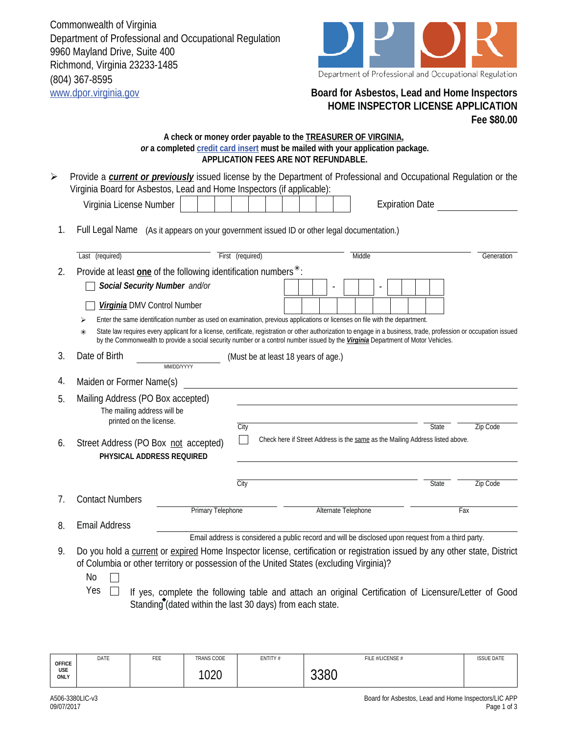Commonwealth of Virginia
Department of Professional and Occupational Regulation
9960 Mayland Drive, Suite 400
Richmond, Virginia 23233-1485
(804) 367-8595
www.dpor.virginia.gov

Department of Professional and Occupational Regulation

## Board for Asbestos, Lead and Home Inspectors
## HOME INSPECTOR LICENSE APPLICATION
**Fee $80.00**

**A check or money order payable to the TREASURER OF VIRGINIA,**
***or* a completed credit card insert must be mailed with your application package.**
**APPLICATION FEES ARE NOT REFUNDABLE.**

➢ Provide a ***current or previously*** issued license by the Department of Professional and Occupational Regulation or the Virginia Board for Asbestos, Lead and Home Inspectors (if applicable):

Virginia License Number ☐☐☐☐☐☐☐☐☐☐ Expiration Date ____________

1. Full Legal Name (As it appears on your government issued ID or other legal documentation.)

   Last (required) ____________ First (required) ____________ Middle ____________ Generation ______

2. Provide at least **one** of the following identification numbers✳:

   ☐ ***Social Security Number*** *and/or* ☐☐☐ - ☐☐ - ☐☐☐☐

   ☐ ***Virginia*** DMV Control Number ☐☐☐☐☐☐☐☐☐

   ➢ Enter the same identification number as used on examination, previous applications or licenses on file with the department.

   ✳ State law requires every applicant for a license, certificate, registration or other authorization to engage in a business, trade, profession or occupation issued by the Commonwealth to provide a social security number or a control number issued by the ***Virginia*** Department of Motor Vehicles.

3. Date of Birth ____________ (MM/DD/YYYY) (Must be at least 18 years of age.)

4. Maiden or Former Name(s) ____________

5. Mailing Address (PO Box accepted)
   The mailing address will be printed on the license.

   ____________
   City ____________ State ______ Zip Code ______

6. Street Address (PO Box not accepted)
   **PHYSICAL ADDRESS REQUIRED**

   ☐ Check here if Street Address is the same as the Mailing Address listed above.

   ____________
   City ____________ State ______ Zip Code ______

7. Contact Numbers ____________ Primary Telephone ____________ Alternate Telephone ____________ Fax

8. Email Address ____________
   Email address is considered a public record and will be disclosed upon request from a third party.

9. Do you hold a current or expired Home Inspector license, certification or registration issued by any other state, District of Columbia or other territory or possession of the United States (excluding Virginia)?

   No ☐

   Yes ☐ If yes, complete the following table and attach an original Certification of Licensure/Letter of Good Standing◆ (dated within the last 30 days) from each state.

| OFFICE USE ONLY | DATE | FEE | TRANS CODE | ENTITY # | FILE #/LICENSE # | ISSUE DATE |
|---|---|---|---|---|---|---|
| | | | 1020 | | 3380 | |

A506-3380LIC-v3
09/07/2017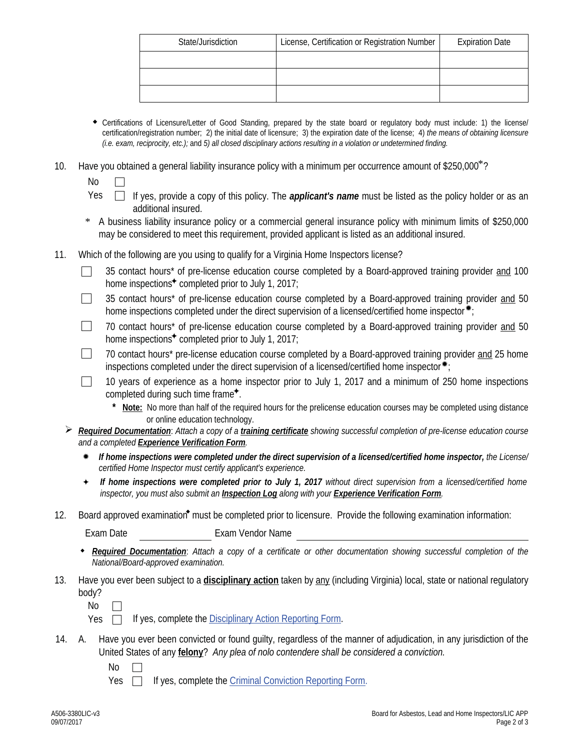| State/Jurisdiction | License, Certification or Registration Number | Expiration Date |
|---|---|---|
| | | |
| | | |
| | | |

- ◆ Certifications of Licensure/Letter of Good Standing, prepared by the state board or regulatory body must include: 1) the license/ certification/registration number; 2) the initial date of licensure; 3) the expiration date of the license; 4) *the means of obtaining licensure (i.e. exam, reciprocity, etc.);* and *5) all closed disciplinary actions resulting in a violation or undetermined finding.*

10. Have you obtained a general liability insurance policy with a minimum per occurrence amount of $250,000*?

    No ☐

    Yes ☐ If yes, provide a copy of this policy. The ***applicant's name*** must be listed as the policy holder or as an additional insured.

    \* A business liability insurance policy or a commercial general insurance policy with minimum limits of $250,000 may be considered to meet this requirement, provided applicant is listed as an additional insured.

11. Which of the following are you using to qualify for a Virginia Home Inspectors license?

    ☐ 35 contact hours* of pre-license education course completed by a Board-approved training provider <u>and</u> 100 home inspections✦ completed prior to July 1, 2017;

    ☐ 35 contact hours* of pre-license education course completed by a Board-approved training provider <u>and</u> 50 home inspections completed under the direct supervision of a licensed/certified home inspector✷;

    ☐ 70 contact hours* of pre-license education course completed by a Board-approved training provider <u>and</u> 50 home inspections✦ completed prior to July 1, 2017;

    ☐ 70 contact hours* pre-license education course completed by a Board-approved training provider <u>and</u> 25 home inspections completed under the direct supervision of a licensed/certified home inspector✷;

    ☐ 10 years of experience as a home inspector prior to July 1, 2017 and a minimum of 250 home inspections completed during such time frame✦.

    \* **<u>Note:</u>** No more than half of the required hours for the prelicense education courses may be completed using distance or online education technology.

➢ ***<u>Required Documentation</u>***: *Attach a copy of a **<u>training certificate</u>** showing successful completion of pre-license education course and a completed **<u>Experience Verification Form</u>**.*

- ✷ ***If home inspections were completed under the direct supervision of a licensed/certified home inspector,*** *the License/ certified Home Inspector must certify applicant's experience.*
- ✦ ***If home inspections were completed prior to July 1, 2017*** *without direct supervision from a licensed/certified home inspector, you must also submit an **<u>Inspection Log</u>** along with your **<u>Experience Verification Form</u>**.*

12. Board approved examination◆ must be completed prior to licensure. Provide the following examination information:

    Exam Date \_\_\_\_\_\_\_\_\_\_\_\_\_\_\_ Exam Vendor Name \_\_\_\_\_\_\_\_\_\_\_\_\_\_\_\_\_\_\_\_\_\_\_\_\_\_\_\_\_\_\_\_\_\_\_\_\_\_\_\_

    ◆ ***<u>Required Documentation</u>***: *Attach a copy of a certificate or other documentation showing successful completion of the National/Board-approved examination.*

13. Have you ever been subject to a **<u>disciplinary action</u>** taken by <u>any</u> (including Virginia) local, state or national regulatory body?

    No ☐

    Yes ☐ If yes, complete the Disciplinary Action Reporting Form.

14. A. Have you ever been convicted or found guilty, regardless of the manner of adjudication, in any jurisdiction of the United States of any **<u>felony</u>**? *Any plea of nolo contendere shall be considered a conviction.*

    No ☐

    Yes ☐ If yes, complete the Criminal Conviction Reporting Form.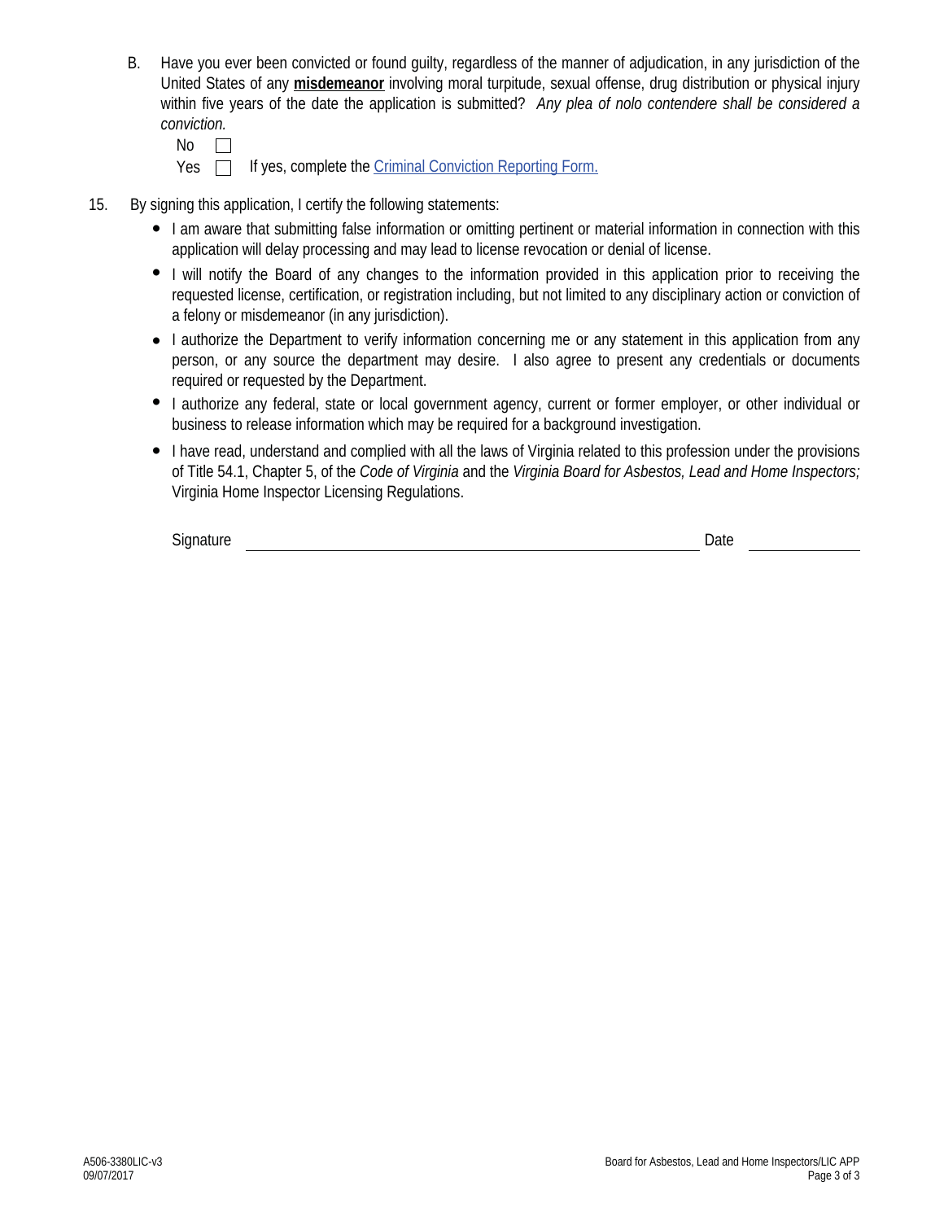B. Have you ever been convicted or found guilty, regardless of the manner of adjudication, in any jurisdiction of the United States of any **misdemeanor** involving moral turpitude, sexual offense, drug distribution or physical injury within five years of the date the application is submitted? *Any plea of nolo contendere shall be considered a conviction.*

No ☐

Yes ☐ If yes, complete the Criminal Conviction Reporting Form.

15. By signing this application, I certify the following statements:

- I am aware that submitting false information or omitting pertinent or material information in connection with this application will delay processing and may lead to license revocation or denial of license.
- I will notify the Board of any changes to the information provided in this application prior to receiving the requested license, certification, or registration including, but not limited to any disciplinary action or conviction of a felony or misdemeanor (in any jurisdiction).
- I authorize the Department to verify information concerning me or any statement in this application from any person, or any source the department may desire. I also agree to present any credentials or documents required or requested by the Department.
- I authorize any federal, state or local government agency, current or former employer, or other individual or business to release information which may be required for a background investigation.
- I have read, understand and complied with all the laws of Virginia related to this profession under the provisions of Title 54.1, Chapter 5, of the *Code of Virginia* and the *Virginia Board for Asbestos, Lead and Home Inspectors;* Virginia Home Inspector Licensing Regulations.

Signature \_\_\_\_\_\_\_\_\_\_\_\_\_\_\_\_\_\_\_\_\_\_\_\_\_\_\_\_\_\_\_\_\_\_\_\_\_\_\_\_ Date \_\_\_\_\_\_\_\_\_\_\_\_

A506-3380LIC-v3
09/07/2017